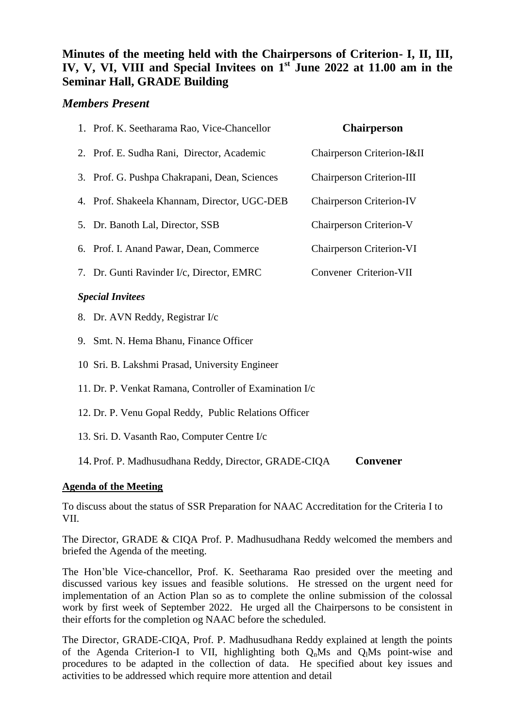# Minutes of the meeting held with the Chairpersons of Criterion- I, II, III, IV, V, VI, VIII and Special Invitees on 1st June 2022 at 11.00 am in the Seminar Hall, GRADE Building

## *Members Present*

| | |
|---|---|
| 1. Prof. K. Seetharama Rao, Vice-Chancellor | **Chairperson** |
| 2. Prof. E. Sudha Rani, Director, Academic | Chairperson Criterion-I&II |
| 3. Prof. G. Pushpa Chakrapani, Dean, Sciences | Chairperson Criterion-III |
| 4. Prof. Shakeela Khannam, Director, UGC-DEB | Chairperson Criterion-IV |
| 5. Dr. Banoth Lal, Director, SSB | Chairperson Criterion-V |
| 6. Prof. I. Anand Pawar, Dean, Commerce | Chairperson Criterion-VI |
| 7. Dr. Gunti Ravinder I/c, Director, EMRC | Convener Criterion-VII |

***Special Invitees***

8. Dr. AVN Reddy, Registrar I/c
9. Smt. N. Hema Bhanu, Finance Officer
10 Sri. B. Lakshmi Prasad, University Engineer
11. Dr. P. Venkat Ramana, Controller of Examination I/c
12. Dr. P. Venu Gopal Reddy, Public Relations Officer
13. Sri. D. Vasanth Rao, Computer Centre I/c
14. Prof. P. Madhusudhana Reddy, Director, GRADE-CIQA **Convener**

**Agenda of the Meeting**

To discuss about the status of SSR Preparation for NAAC Accreditation for the Criteria I to VII.

The Director, GRADE & CIQA Prof. P. Madhusudhana Reddy welcomed the members and briefed the Agenda of the meeting.

The Hon'ble Vice-chancellor, Prof. K. Seetharama Rao presided over the meeting and discussed various key issues and feasible solutions. He stressed on the urgent need for implementation of an Action Plan so as to complete the online submission of the colossal work by first week of September 2022. He urged all the Chairpersons to be consistent in their efforts for the completion og NAAC before the scheduled.

The Director, GRADE-CIQA, Prof. P. Madhusudhana Reddy explained at length the points of the Agenda Criterion-I to VII, highlighting both $Q_nMs$ and $Q_lMs$ point-wise and procedures to be adapted in the collection of data. He specified about key issues and activities to be addressed which require more attention and detail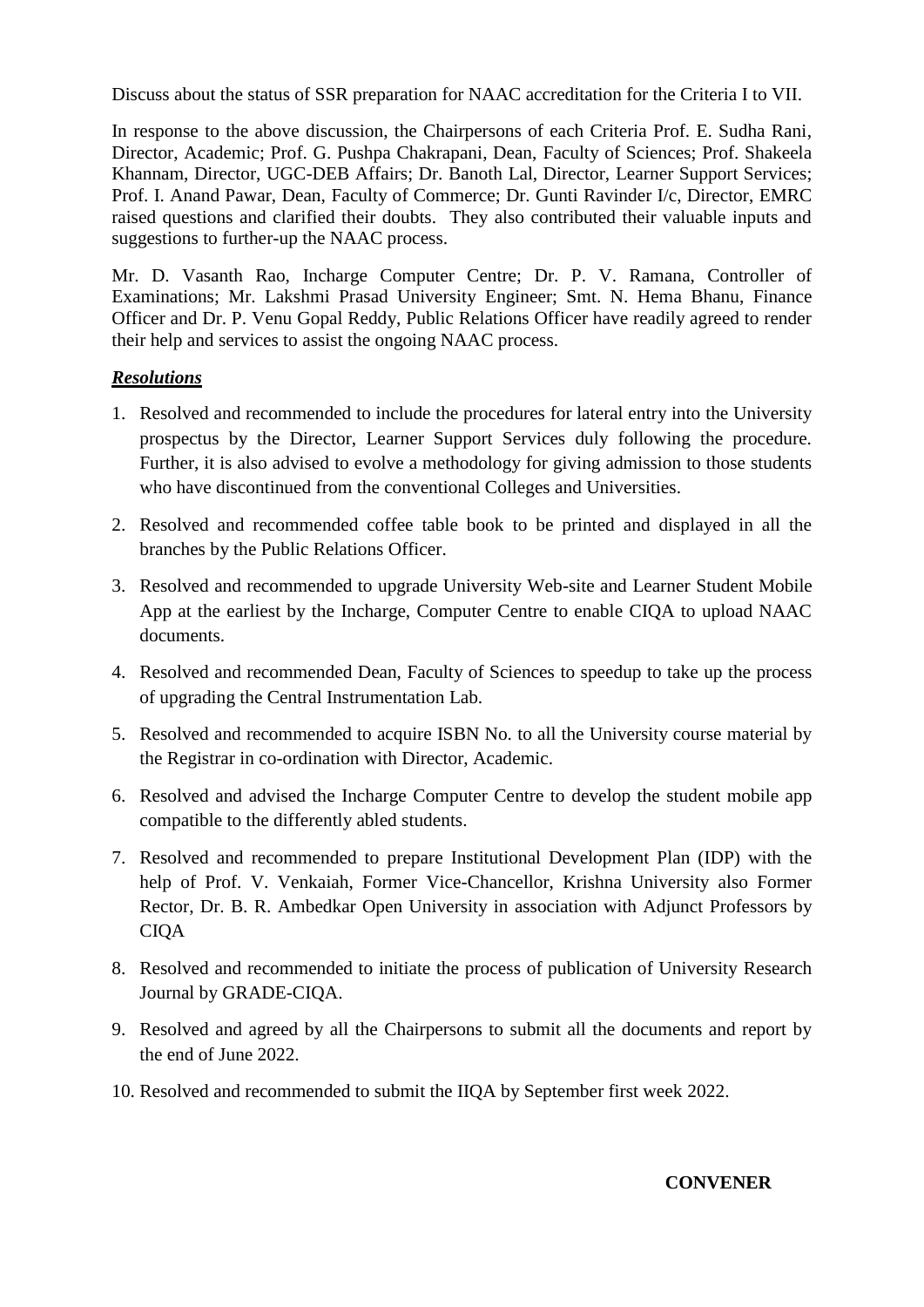Discuss about the status of SSR preparation for NAAC accreditation for the Criteria I to VII.

In response to the above discussion, the Chairpersons of each Criteria Prof. E. Sudha Rani, Director, Academic; Prof. G. Pushpa Chakrapani, Dean, Faculty of Sciences; Prof. Shakeela Khannam, Director, UGC-DEB Affairs; Dr. Banoth Lal, Director, Learner Support Services; Prof. I. Anand Pawar, Dean, Faculty of Commerce; Dr. Gunti Ravinder I/c, Director, EMRC raised questions and clarified their doubts. They also contributed their valuable inputs and suggestions to further-up the NAAC process.

Mr. D. Vasanth Rao, Incharge Computer Centre; Dr. P. V. Ramana, Controller of Examinations; Mr. Lakshmi Prasad University Engineer; Smt. N. Hema Bhanu, Finance Officer and Dr. P. Venu Gopal Reddy, Public Relations Officer have readily agreed to render their help and services to assist the ongoing NAAC process.

***Resolutions***

1. Resolved and recommended to include the procedures for lateral entry into the University prospectus by the Director, Learner Support Services duly following the procedure. Further, it is also advised to evolve a methodology for giving admission to those students who have discontinued from the conventional Colleges and Universities.
2. Resolved and recommended coffee table book to be printed and displayed in all the branches by the Public Relations Officer.
3. Resolved and recommended to upgrade University Web-site and Learner Student Mobile App at the earliest by the Incharge, Computer Centre to enable CIQA to upload NAAC documents.
4. Resolved and recommended Dean, Faculty of Sciences to speedup to take up the process of upgrading the Central Instrumentation Lab.
5. Resolved and recommended to acquire ISBN No. to all the University course material by the Registrar in co-ordination with Director, Academic.
6. Resolved and advised the Incharge Computer Centre to develop the student mobile app compatible to the differently abled students.
7. Resolved and recommended to prepare Institutional Development Plan (IDP) with the help of Prof. V. Venkaiah, Former Vice-Chancellor, Krishna University also Former Rector, Dr. B. R. Ambedkar Open University in association with Adjunct Professors by CIQA
8. Resolved and recommended to initiate the process of publication of University Research Journal by GRADE-CIQA.
9. Resolved and agreed by all the Chairpersons to submit all the documents and report by the end of June 2022.
10. Resolved and recommended to submit the IIQA by September first week 2022.

**CONVENER**